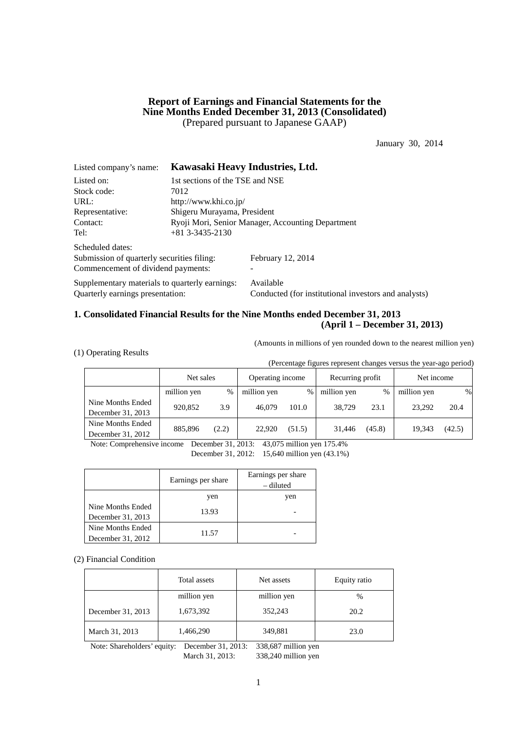# Report of Earnings and Financial Statements for the Nine Months Ended December 31, 2013 (Consolidated)

(Prepared pursuant to Japanese GAAP)

January 30, 2014

| | |
|---|---|
| Listed company's name: | **Kawasaki Heavy Industries, Ltd.** |
| Listed on: | 1st sections of the TSE and NSE |
| Stock code: | 7012 |
| URL: | http://www.khi.co.jp/ |
| Representative: | Shigeru Murayama, President |
| Contact: | Ryoji Mori, Senior Manager, Accounting Department |
| Tel: | +81 3-3435-2130 |

Scheduled dates:

| | |
|---|---|
| Submission of quarterly securities filing: | February 12, 2014 |
| Commencement of dividend payments: | - |
| Supplementary materials to quarterly earnings: | Available |
| Quarterly earnings presentation: | Conducted (for institutional investors and analysts) |

## 1. Consolidated Financial Results for the Nine Months ended December 31, 2013 (April 1 – December 31, 2013)

(Amounts in millions of yen rounded down to the nearest million yen)

### (1) Operating Results

(Percentage figures represent changes versus the year-ago period)

| | Net sales | | Operating income | | Recurring profit | | Net income | |
|---|---|---|---|---|---|---|---|---|
| | million yen | % | million yen | % | million yen | % | million yen | % |
| Nine Months Ended December 31, 2013 | 920,852 | 3.9 | 46,079 | 101.0 | 38,729 | 23.1 | 23,292 | 20.4 |
| Nine Months Ended December 31, 2012 | 885,896 | (2.2) | 22,920 | (51.5) | 31,446 | (45.8) | 19,343 | (42.5) |

Note: Comprehensive income December 31, 2013: 43,075 million yen 175.4%
December 31, 2012: 15,640 million yen (43.1%)

| | Earnings per share | Earnings per share – diluted |
|---|---|---|
| | yen | yen |
| Nine Months Ended December 31, 2013 | 13.93 | - |
| Nine Months Ended December 31, 2012 | 11.57 | - |

### (2) Financial Condition

| | Total assets | Net assets | Equity ratio |
|---|---|---|---|
| | million yen | million yen | % |
| December 31, 2013 | 1,673,392 | 352,243 | 20.2 |
| March 31, 2013 | 1,466,290 | 349,881 | 23.0 |

Note: Shareholders' equity: December 31, 2013: 338,687 million yen
March 31, 2013: 338,240 million yen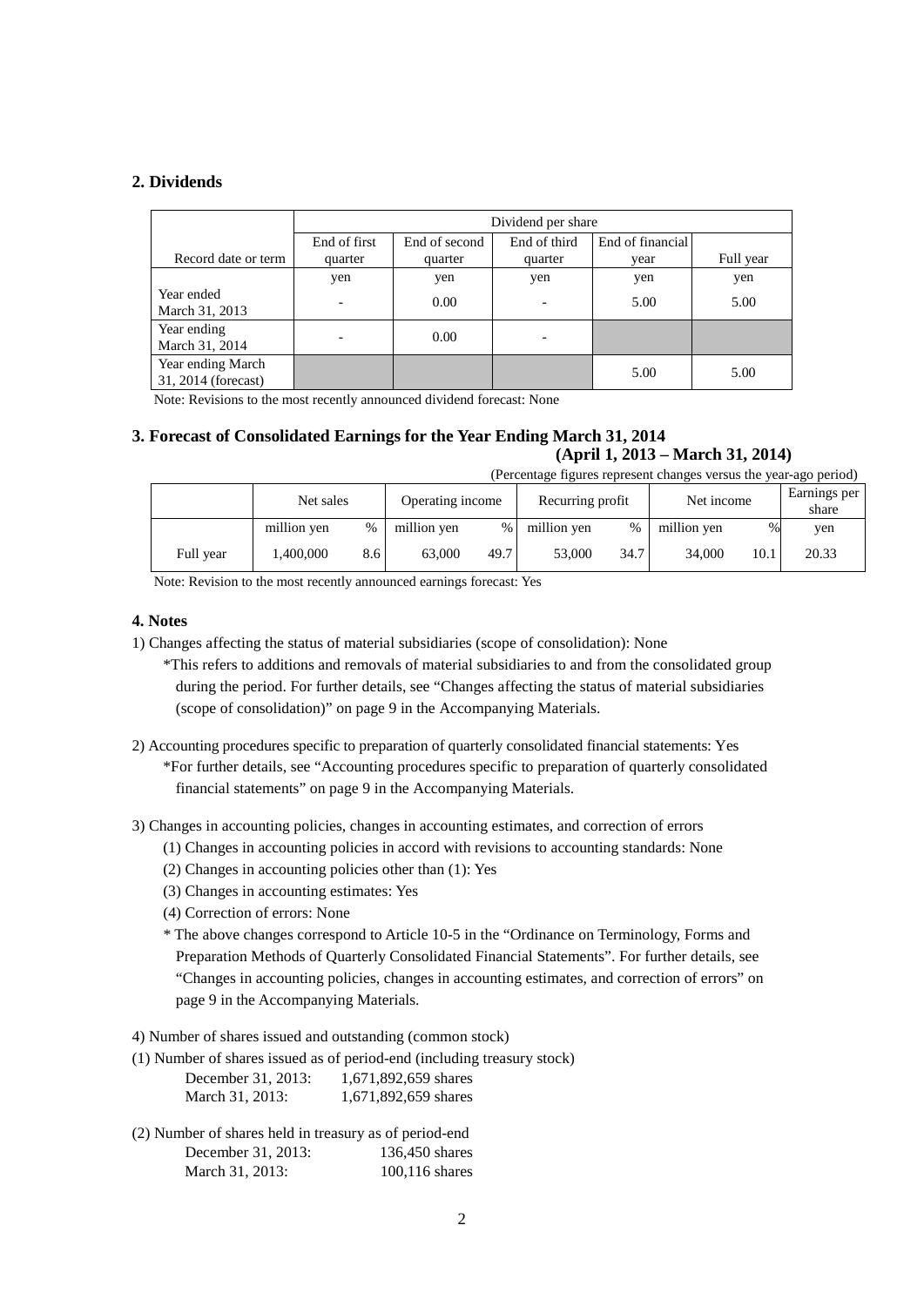## 2. Dividends

| Record date or term | Dividend per share | | | | |
|---|---|---|---|---|---|
| | End of first quarter | End of second quarter | End of third quarter | End of financial year | Full year |
| | yen | yen | yen | yen | yen |
| Year ended March 31, 2013 | - | 0.00 | - | 5.00 | 5.00 |
| Year ending March 31, 2014 | - | 0.00 | - | | |
| Year ending March 31, 2014 (forecast) | | | | 5.00 | 5.00 |

Note: Revisions to the most recently announced dividend forecast: None

## 3. Forecast of Consolidated Earnings for the Year Ending March 31, 2014

**(April 1, 2013 – March 31, 2014)**

(Percentage figures represent changes versus the year-ago period)

| | Net sales | | Operating income | | Recurring profit | | Net income | | Earnings per share |
|---|---|---|---|---|---|---|---|---|---|
| | million yen | % | million yen | % | million yen | % | million yen | % | yen |
| Full year | 1,400,000 | 8.6 | 63,000 | 49.7 | 53,000 | 34.7 | 34,000 | 10.1 | 20.33 |

Note: Revision to the most recently announced earnings forecast: Yes

### 4. Notes

1) Changes affecting the status of material subsidiaries (scope of consolidation): None

*This refers to additions and removals of material subsidiaries to and from the consolidated group during the period. For further details, see "Changes affecting the status of material subsidiaries (scope of consolidation)" on page 9 in the Accompanying Materials.

2) Accounting procedures specific to preparation of quarterly consolidated financial statements: Yes

*For further details, see "Accounting procedures specific to preparation of quarterly consolidated financial statements" on page 9 in the Accompanying Materials.

3) Changes in accounting policies, changes in accounting estimates, and correction of errors

(1) Changes in accounting policies in accord with revisions to accounting standards: None

(2) Changes in accounting policies other than (1): Yes

(3) Changes in accounting estimates: Yes

(4) Correction of errors: None

* The above changes correspond to Article 10-5 in the "Ordinance on Terminology, Forms and Preparation Methods of Quarterly Consolidated Financial Statements". For further details, see "Changes in accounting policies, changes in accounting estimates, and correction of errors" on page 9 in the Accompanying Materials.

4) Number of shares issued and outstanding (common stock)

(1) Number of shares issued as of period-end (including treasury stock)

December 31, 2013: 1,671,892,659 shares
March 31, 2013: 1,671,892,659 shares

(2) Number of shares held in treasury as of period-end

December 31, 2013: 136,450 shares
March 31, 2013: 100,116 shares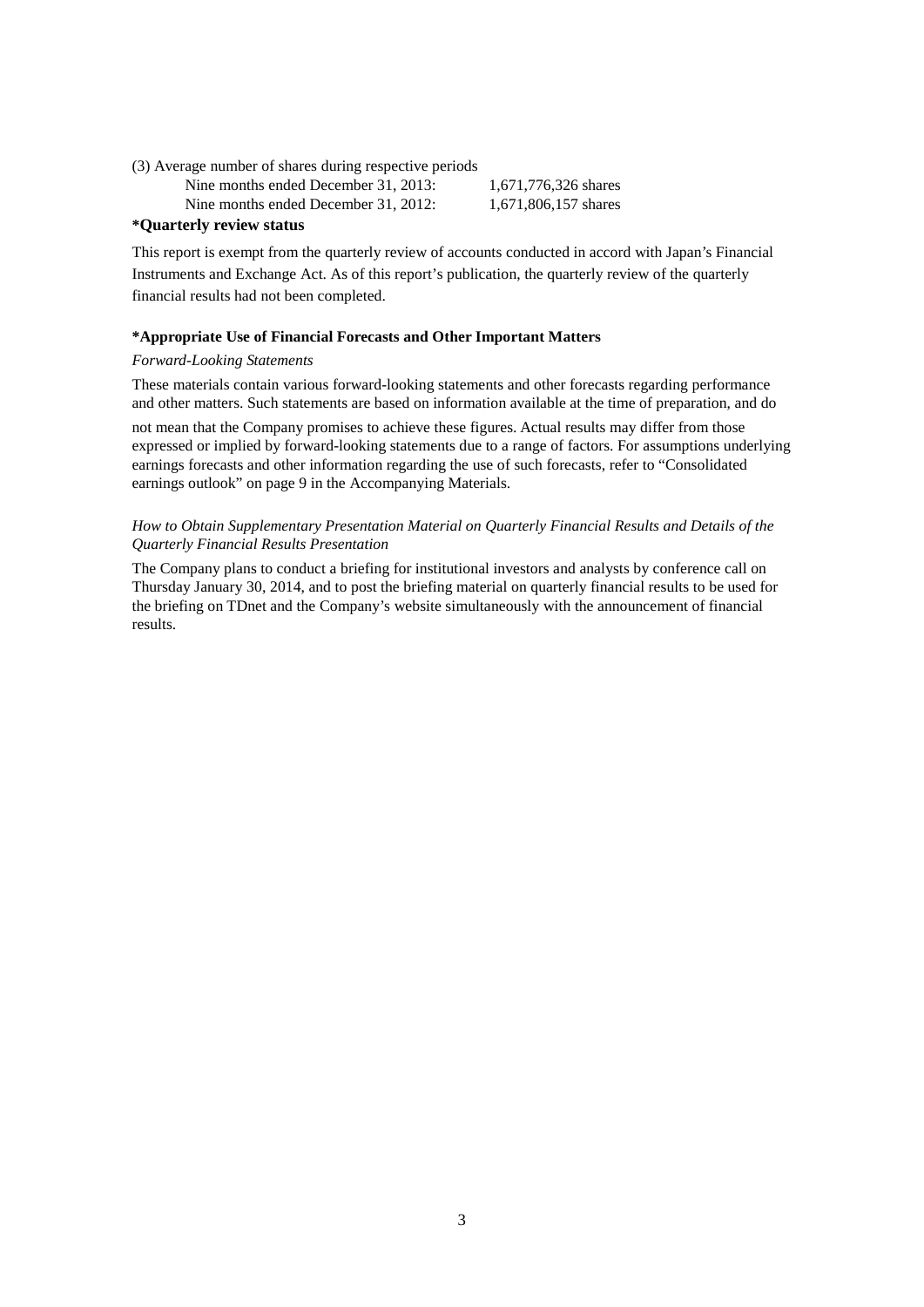(3) Average number of shares during respective periods

| | |
|---|---|
| Nine months ended December 31, 2013: | 1,671,776,326 shares |
| Nine months ended December 31, 2012: | 1,671,806,157 shares |

**\*Quarterly review status**

This report is exempt from the quarterly review of accounts conducted in accord with Japan's Financial Instruments and Exchange Act. As of this report's publication, the quarterly review of the quarterly financial results had not been completed.

**\*Appropriate Use of Financial Forecasts and Other Important Matters**

*Forward-Looking Statements*

These materials contain various forward-looking statements and other forecasts regarding performance and other matters. Such statements are based on information available at the time of preparation, and do not mean that the Company promises to achieve these figures. Actual results may differ from those expressed or implied by forward-looking statements due to a range of factors. For assumptions underlying earnings forecasts and other information regarding the use of such forecasts, refer to "Consolidated earnings outlook" on page 9 in the Accompanying Materials.

*How to Obtain Supplementary Presentation Material on Quarterly Financial Results and Details of the Quarterly Financial Results Presentation*

The Company plans to conduct a briefing for institutional investors and analysts by conference call on Thursday January 30, 2014, and to post the briefing material on quarterly financial results to be used for the briefing on TDnet and the Company's website simultaneously with the announcement of financial results.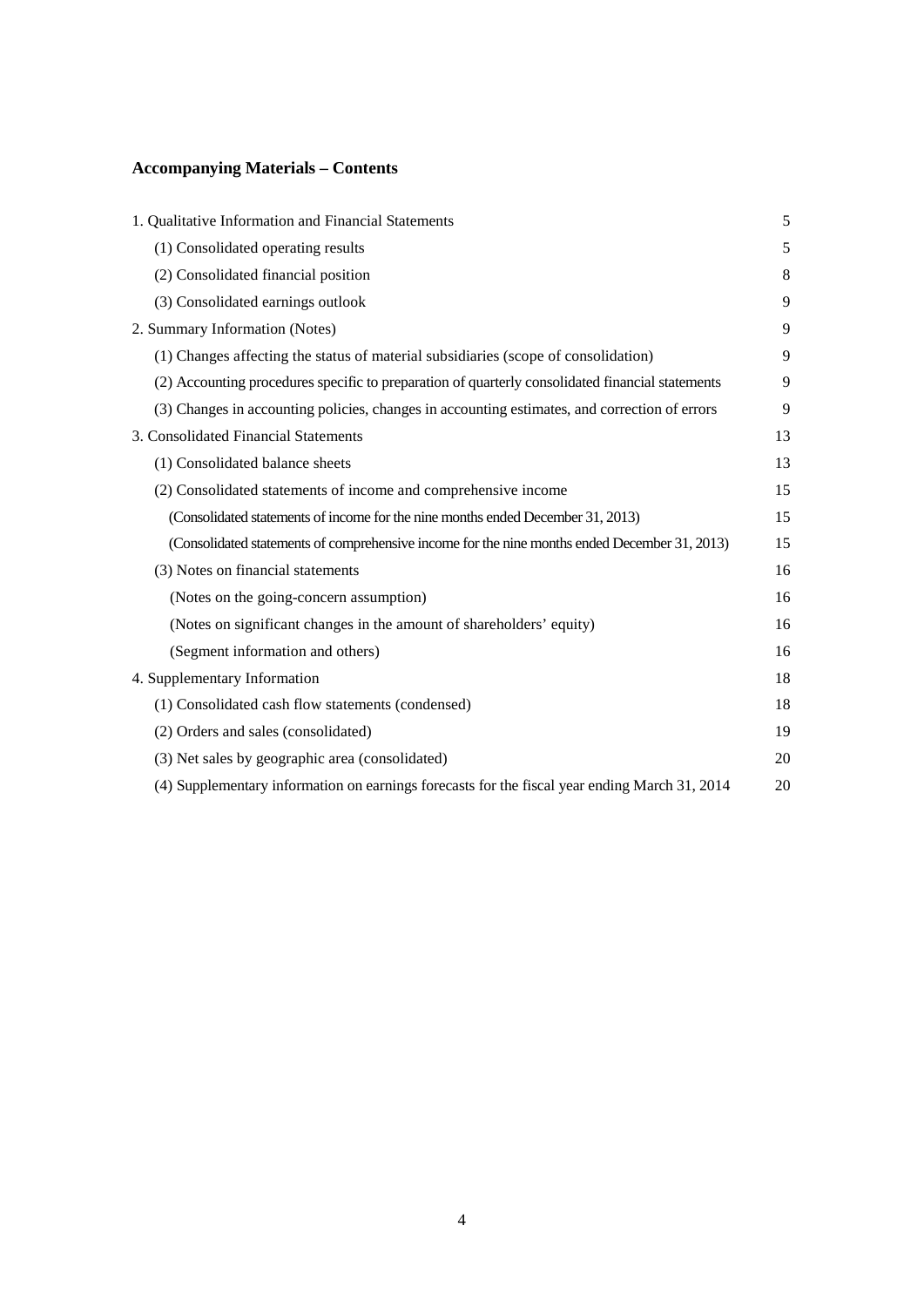## Accompanying Materials – Contents

| | |
|---|---|
| 1. Qualitative Information and Financial Statements | 5 |
| (1) Consolidated operating results | 5 |
| (2) Consolidated financial position | 8 |
| (3) Consolidated earnings outlook | 9 |
| 2. Summary Information (Notes) | 9 |
| (1) Changes affecting the status of material subsidiaries (scope of consolidation) | 9 |
| (2) Accounting procedures specific to preparation of quarterly consolidated financial statements | 9 |
| (3) Changes in accounting policies, changes in accounting estimates, and correction of errors | 9 |
| 3. Consolidated Financial Statements | 13 |
| (1) Consolidated balance sheets | 13 |
| (2) Consolidated statements of income and comprehensive income | 15 |
| (Consolidated statements of income for the nine months ended December 31, 2013) | 15 |
| (Consolidated statements of comprehensive income for the nine months ended December 31, 2013) | 15 |
| (3) Notes on financial statements | 16 |
| (Notes on the going-concern assumption) | 16 |
| (Notes on significant changes in the amount of shareholders' equity) | 16 |
| (Segment information and others) | 16 |
| 4. Supplementary Information | 18 |
| (1) Consolidated cash flow statements (condensed) | 18 |
| (2) Orders and sales (consolidated) | 19 |
| (3) Net sales by geographic area (consolidated) | 20 |
| (4) Supplementary information on earnings forecasts for the fiscal year ending March 31, 2014 | 20 |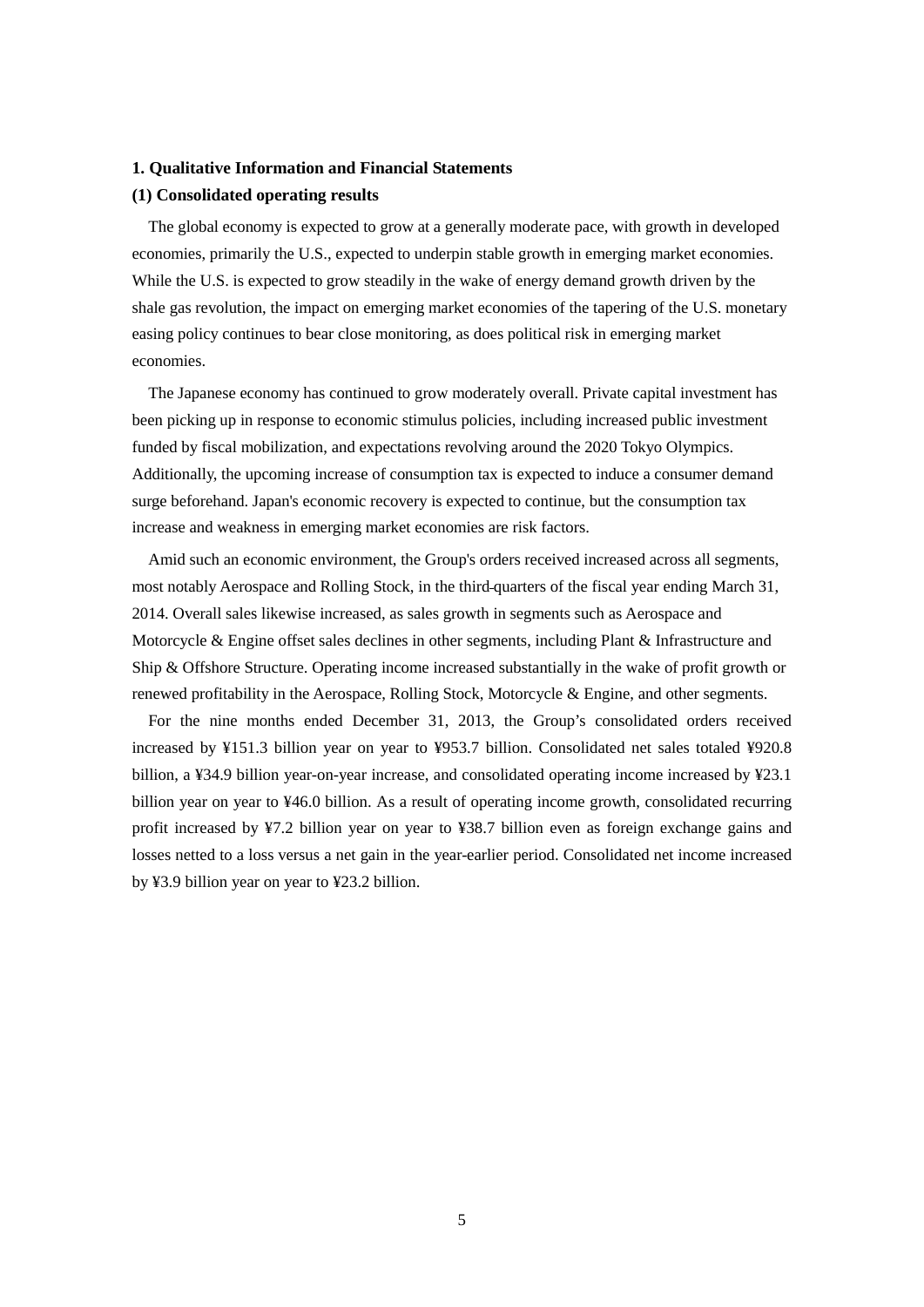## 1. Qualitative Information and Financial Statements

### (1) Consolidated operating results

The global economy is expected to grow at a generally moderate pace, with growth in developed economies, primarily the U.S., expected to underpin stable growth in emerging market economies. While the U.S. is expected to grow steadily in the wake of energy demand growth driven by the shale gas revolution, the impact on emerging market economies of the tapering of the U.S. monetary easing policy continues to bear close monitoring, as does political risk in emerging market economies.

The Japanese economy has continued to grow moderately overall. Private capital investment has been picking up in response to economic stimulus policies, including increased public investment funded by fiscal mobilization, and expectations revolving around the 2020 Tokyo Olympics. Additionally, the upcoming increase of consumption tax is expected to induce a consumer demand surge beforehand. Japan's economic recovery is expected to continue, but the consumption tax increase and weakness in emerging market economies are risk factors.

Amid such an economic environment, the Group's orders received increased across all segments, most notably Aerospace and Rolling Stock, in the third quarters of the fiscal year ending March 31, 2014. Overall sales likewise increased, as sales growth in segments such as Aerospace and Motorcycle & Engine offset sales declines in other segments, including Plant & Infrastructure and Ship & Offshore Structure. Operating income increased substantially in the wake of profit growth or renewed profitability in the Aerospace, Rolling Stock, Motorcycle & Engine, and other segments.

For the nine months ended December 31, 2013, the Group's consolidated orders received increased by ¥151.3 billion year on year to ¥953.7 billion. Consolidated net sales totaled ¥920.8 billion, a ¥34.9 billion year-on-year increase, and consolidated operating income increased by ¥23.1 billion year on year to ¥46.0 billion. As a result of operating income growth, consolidated recurring profit increased by ¥7.2 billion year on year to ¥38.7 billion even as foreign exchange gains and losses netted to a loss versus a net gain in the year-earlier period. Consolidated net income increased by ¥3.9 billion year on year to ¥23.2 billion.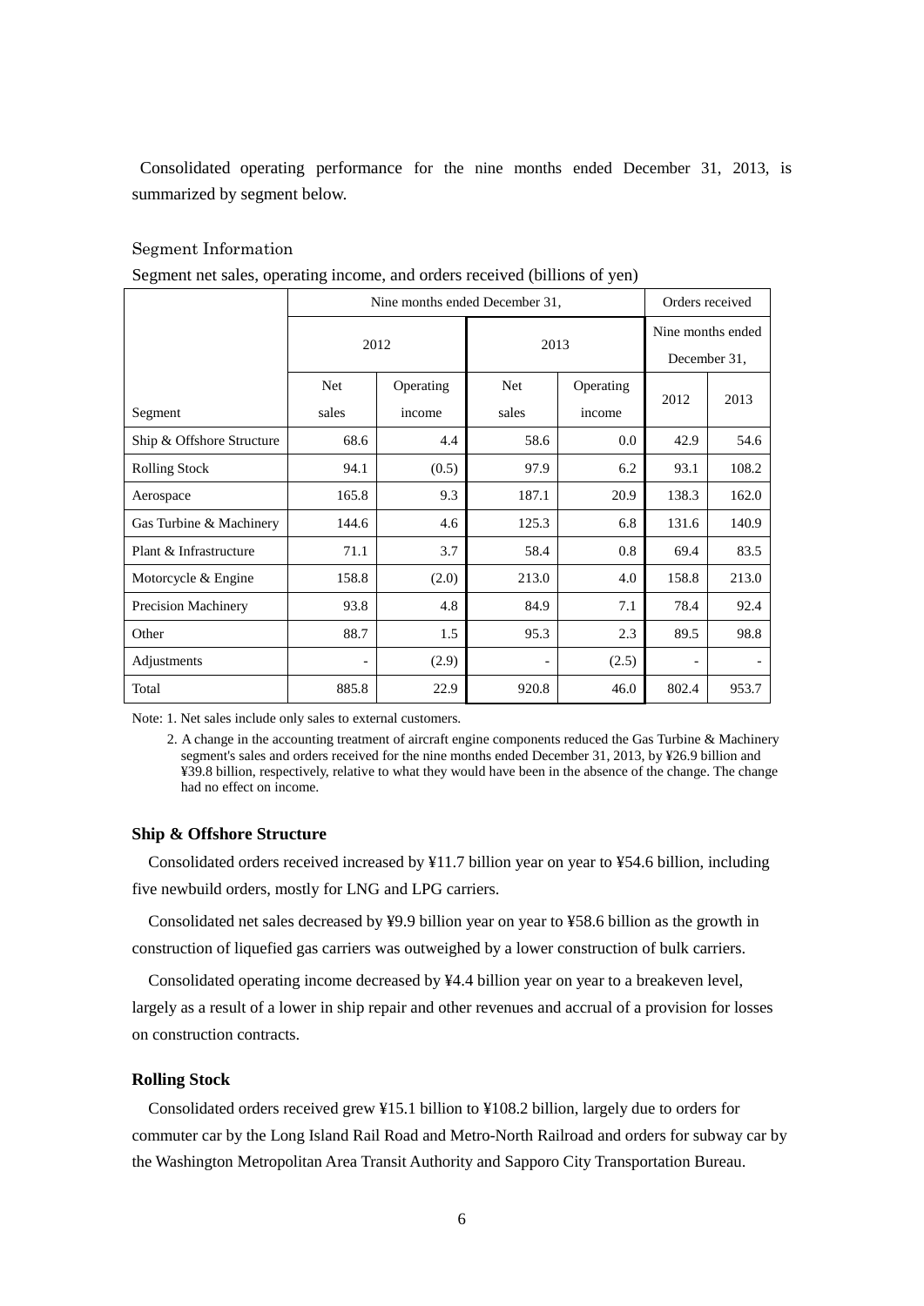Consolidated operating performance for the nine months ended December 31, 2013, is summarized by segment below.

Segment Information

Segment net sales, operating income, and orders received (billions of yen)

| | Nine months ended December 31, | | | | Orders received | |
|---|---|---|---|---|---|---|
| | 2012 | | 2013 | | Nine months ended December 31, | |
| Segment | Net sales | Operating income | Net sales | Operating income | 2012 | 2013 |
| Ship & Offshore Structure | 68.6 | 4.4 | 58.6 | 0.0 | 42.9 | 54.6 |
| Rolling Stock | 94.1 | (0.5) | 97.9 | 6.2 | 93.1 | 108.2 |
| Aerospace | 165.8 | 9.3 | 187.1 | 20.9 | 138.3 | 162.0 |
| Gas Turbine & Machinery | 144.6 | 4.6 | 125.3 | 6.8 | 131.6 | 140.9 |
| Plant & Infrastructure | 71.1 | 3.7 | 58.4 | 0.8 | 69.4 | 83.5 |
| Motorcycle & Engine | 158.8 | (2.0) | 213.0 | 4.0 | 158.8 | 213.0 |
| Precision Machinery | 93.8 | 4.8 | 84.9 | 7.1 | 78.4 | 92.4 |
| Other | 88.7 | 1.5 | 95.3 | 2.3 | 89.5 | 98.8 |
| Adjustments | - | (2.9) | - | (2.5) | - | - |
| Total | 885.8 | 22.9 | 920.8 | 46.0 | 802.4 | 953.7 |

Note: 1. Net sales include only sales to external customers.

2. A change in the accounting treatment of aircraft engine components reduced the Gas Turbine & Machinery segment's sales and orders received for the nine months ended December 31, 2013, by ¥26.9 billion and ¥39.8 billion, respectively, relative to what they would have been in the absence of the change. The change had no effect on income.

**Ship & Offshore Structure**

Consolidated orders received increased by ¥11.7 billion year on year to ¥54.6 billion, including five newbuild orders, mostly for LNG and LPG carriers.

Consolidated net sales decreased by ¥9.9 billion year on year to ¥58.6 billion as the growth in construction of liquefied gas carriers was outweighed by a lower construction of bulk carriers.

Consolidated operating income decreased by ¥4.4 billion year on year to a breakeven level, largely as a result of a lower in ship repair and other revenues and accrual of a provision for losses on construction contracts.

**Rolling Stock**

Consolidated orders received grew ¥15.1 billion to ¥108.2 billion, largely due to orders for commuter car by the Long Island Rail Road and Metro-North Railroad and orders for subway car by the Washington Metropolitan Area Transit Authority and Sapporo City Transportation Bureau.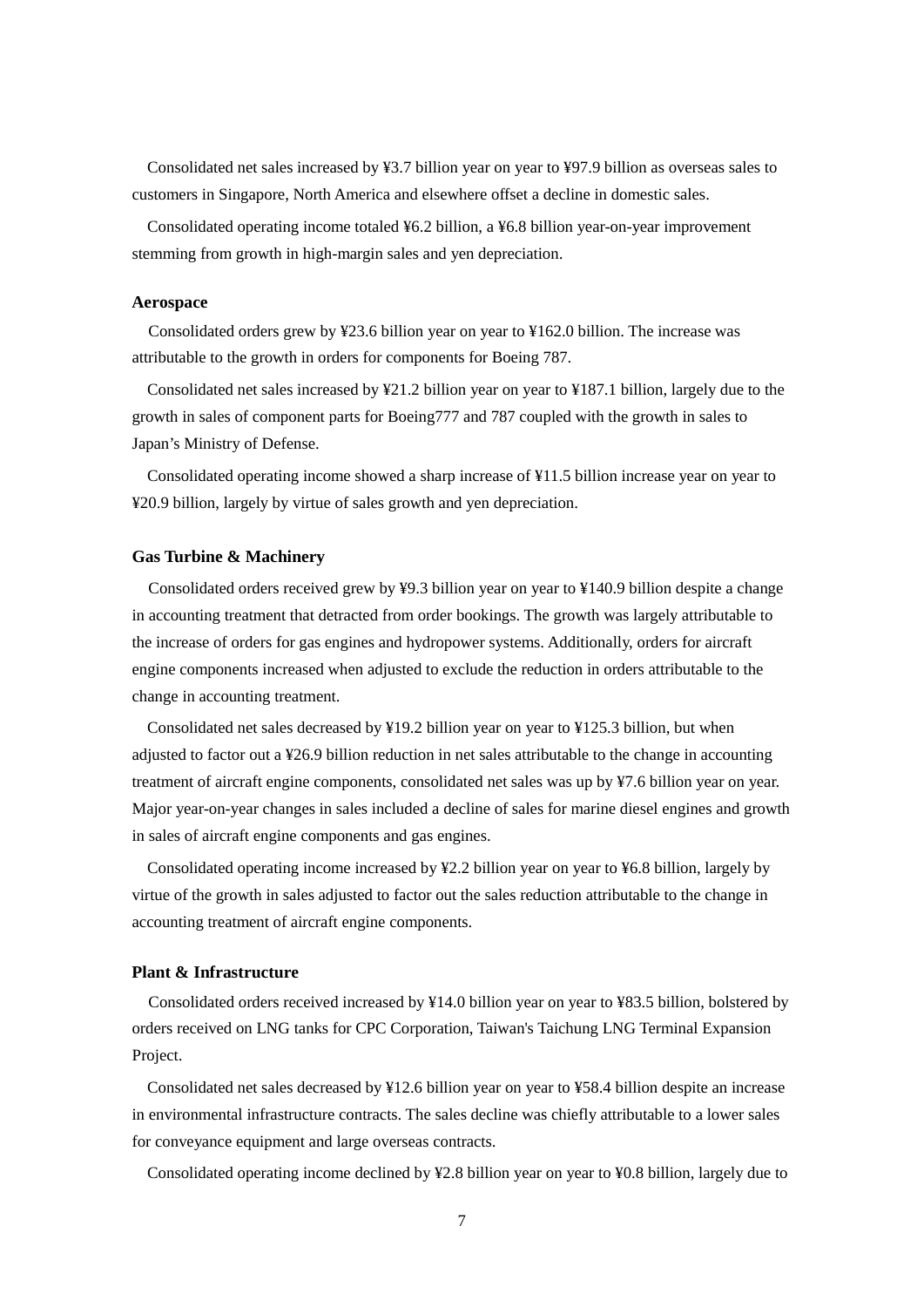Consolidated net sales increased by ¥3.7 billion year on year to ¥97.9 billion as overseas sales to customers in Singapore, North America and elsewhere offset a decline in domestic sales.

Consolidated operating income totaled ¥6.2 billion, a ¥6.8 billion year-on-year improvement stemming from growth in high-margin sales and yen depreciation.

**Aerospace**

Consolidated orders grew by ¥23.6 billion year on year to ¥162.0 billion. The increase was attributable to the growth in orders for components for Boeing 787.

Consolidated net sales increased by ¥21.2 billion year on year to ¥187.1 billion, largely due to the growth in sales of component parts for Boeing777 and 787 coupled with the growth in sales to Japan's Ministry of Defense.

Consolidated operating income showed a sharp increase of ¥11.5 billion increase year on year to ¥20.9 billion, largely by virtue of sales growth and yen depreciation.

**Gas Turbine & Machinery**

Consolidated orders received grew by ¥9.3 billion year on year to ¥140.9 billion despite a change in accounting treatment that detracted from order bookings. The growth was largely attributable to the increase of orders for gas engines and hydropower systems. Additionally, orders for aircraft engine components increased when adjusted to exclude the reduction in orders attributable to the change in accounting treatment.

Consolidated net sales decreased by ¥19.2 billion year on year to ¥125.3 billion, but when adjusted to factor out a ¥26.9 billion reduction in net sales attributable to the change in accounting treatment of aircraft engine components, consolidated net sales was up by ¥7.6 billion year on year. Major year-on-year changes in sales included a decline of sales for marine diesel engines and growth in sales of aircraft engine components and gas engines.

Consolidated operating income increased by ¥2.2 billion year on year to ¥6.8 billion, largely by virtue of the growth in sales adjusted to factor out the sales reduction attributable to the change in accounting treatment of aircraft engine components.

**Plant & Infrastructure**

Consolidated orders received increased by ¥14.0 billion year on year to ¥83.5 billion, bolstered by orders received on LNG tanks for CPC Corporation, Taiwan's Taichung LNG Terminal Expansion Project.

Consolidated net sales decreased by ¥12.6 billion year on year to ¥58.4 billion despite an increase in environmental infrastructure contracts. The sales decline was chiefly attributable to a lower sales for conveyance equipment and large overseas contracts.

Consolidated operating income declined by ¥2.8 billion year on year to ¥0.8 billion, largely due to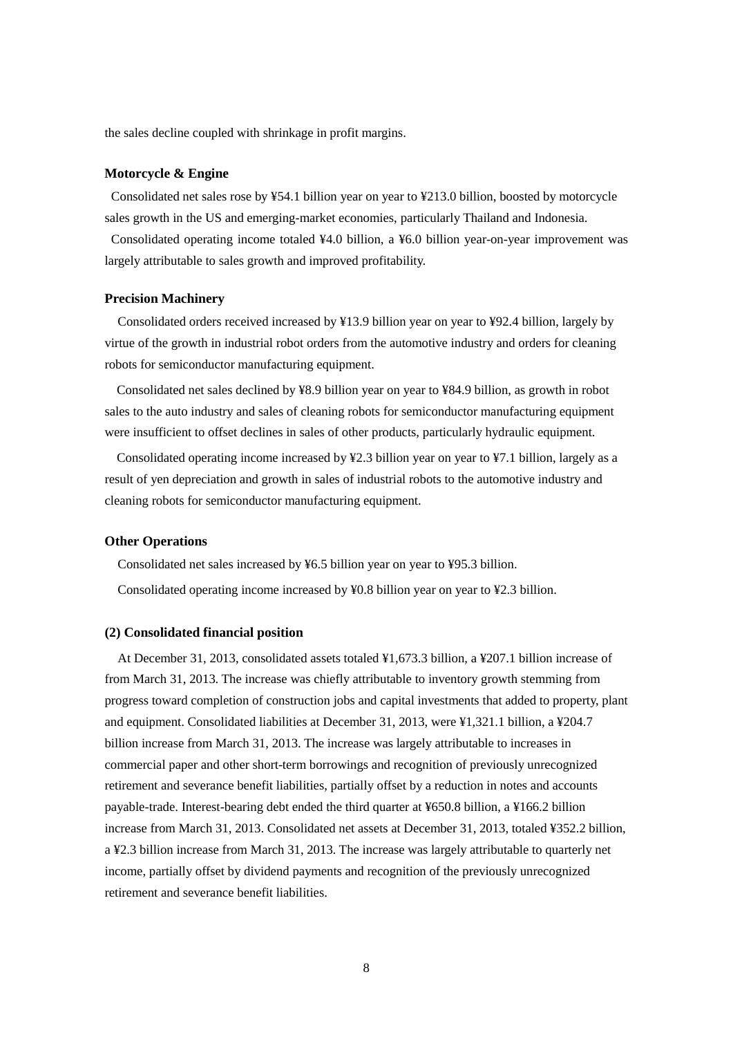the sales decline coupled with shrinkage in profit margins.

**Motorcycle & Engine**

Consolidated net sales rose by ¥54.1 billion year on year to ¥213.0 billion, boosted by motorcycle sales growth in the US and emerging-market economies, particularly Thailand and Indonesia.

Consolidated operating income totaled ¥4.0 billion, a ¥6.0 billion year-on-year improvement was largely attributable to sales growth and improved profitability.

**Precision Machinery**

Consolidated orders received increased by ¥13.9 billion year on year to ¥92.4 billion, largely by virtue of the growth in industrial robot orders from the automotive industry and orders for cleaning robots for semiconductor manufacturing equipment.

Consolidated net sales declined by ¥8.9 billion year on year to ¥84.9 billion, as growth in robot sales to the auto industry and sales of cleaning robots for semiconductor manufacturing equipment were insufficient to offset declines in sales of other products, particularly hydraulic equipment.

Consolidated operating income increased by ¥2.3 billion year on year to ¥7.1 billion, largely as a result of yen depreciation and growth in sales of industrial robots to the automotive industry and cleaning robots for semiconductor manufacturing equipment.

**Other Operations**

Consolidated net sales increased by ¥6.5 billion year on year to ¥95.3 billion.

Consolidated operating income increased by ¥0.8 billion year on year to ¥2.3 billion.

**(2) Consolidated financial position**

At December 31, 2013, consolidated assets totaled ¥1,673.3 billion, a ¥207.1 billion increase of from March 31, 2013. The increase was chiefly attributable to inventory growth stemming from progress toward completion of construction jobs and capital investments that added to property, plant and equipment. Consolidated liabilities at December 31, 2013, were ¥1,321.1 billion, a ¥204.7 billion increase from March 31, 2013. The increase was largely attributable to increases in commercial paper and other short-term borrowings and recognition of previously unrecognized retirement and severance benefit liabilities, partially offset by a reduction in notes and accounts payable-trade. Interest-bearing debt ended the third quarter at ¥650.8 billion, a ¥166.2 billion increase from March 31, 2013. Consolidated net assets at December 31, 2013, totaled ¥352.2 billion, a ¥2.3 billion increase from March 31, 2013. The increase was largely attributable to quarterly net income, partially offset by dividend payments and recognition of the previously unrecognized retirement and severance benefit liabilities.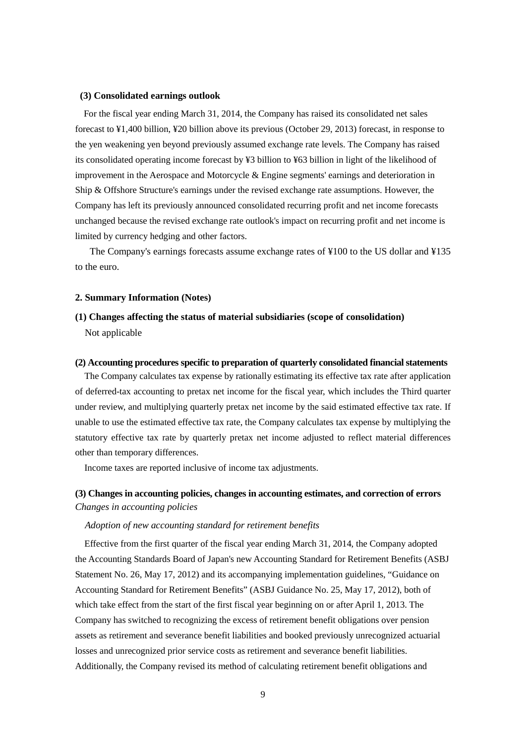### (3) Consolidated earnings outlook

For the fiscal year ending March 31, 2014, the Company has raised its consolidated net sales forecast to ¥1,400 billion, ¥20 billion above its previous (October 29, 2013) forecast, in response to the yen weakening yen beyond previously assumed exchange rate levels. The Company has raised its consolidated operating income forecast by ¥3 billion to ¥63 billion in light of the likelihood of improvement in the Aerospace and Motorcycle & Engine segments' earnings and deterioration in Ship & Offshore Structure's earnings under the revised exchange rate assumptions. However, the Company has left its previously announced consolidated recurring profit and net income forecasts unchanged because the revised exchange rate outlook's impact on recurring profit and net income is limited by currency hedging and other factors.

The Company's earnings forecasts assume exchange rates of ¥100 to the US dollar and ¥135 to the euro.

## 2. Summary Information (Notes)

### (1) Changes affecting the status of material subsidiaries (scope of consolidation)

Not applicable

### (2) Accounting procedures specific to preparation of quarterly consolidated financial statements

The Company calculates tax expense by rationally estimating its effective tax rate after application of deferred-tax accounting to pretax net income for the fiscal year, which includes the Third quarter under review, and multiplying quarterly pretax net income by the said estimated effective tax rate. If unable to use the estimated effective tax rate, the Company calculates tax expense by multiplying the statutory effective tax rate by quarterly pretax net income adjusted to reflect material differences other than temporary differences.

Income taxes are reported inclusive of income tax adjustments.

### (3) Changes in accounting policies, changes in accounting estimates, and correction of errors

*Changes in accounting policies*

*Adoption of new accounting standard for retirement benefits*

Effective from the first quarter of the fiscal year ending March 31, 2014, the Company adopted the Accounting Standards Board of Japan's new Accounting Standard for Retirement Benefits (ASBJ Statement No. 26, May 17, 2012) and its accompanying implementation guidelines, "Guidance on Accounting Standard for Retirement Benefits" (ASBJ Guidance No. 25, May 17, 2012), both of which take effect from the start of the first fiscal year beginning on or after April 1, 2013. The Company has switched to recognizing the excess of retirement benefit obligations over pension assets as retirement and severance benefit liabilities and booked previously unrecognized actuarial losses and unrecognized prior service costs as retirement and severance benefit liabilities. Additionally, the Company revised its method of calculating retirement benefit obligations and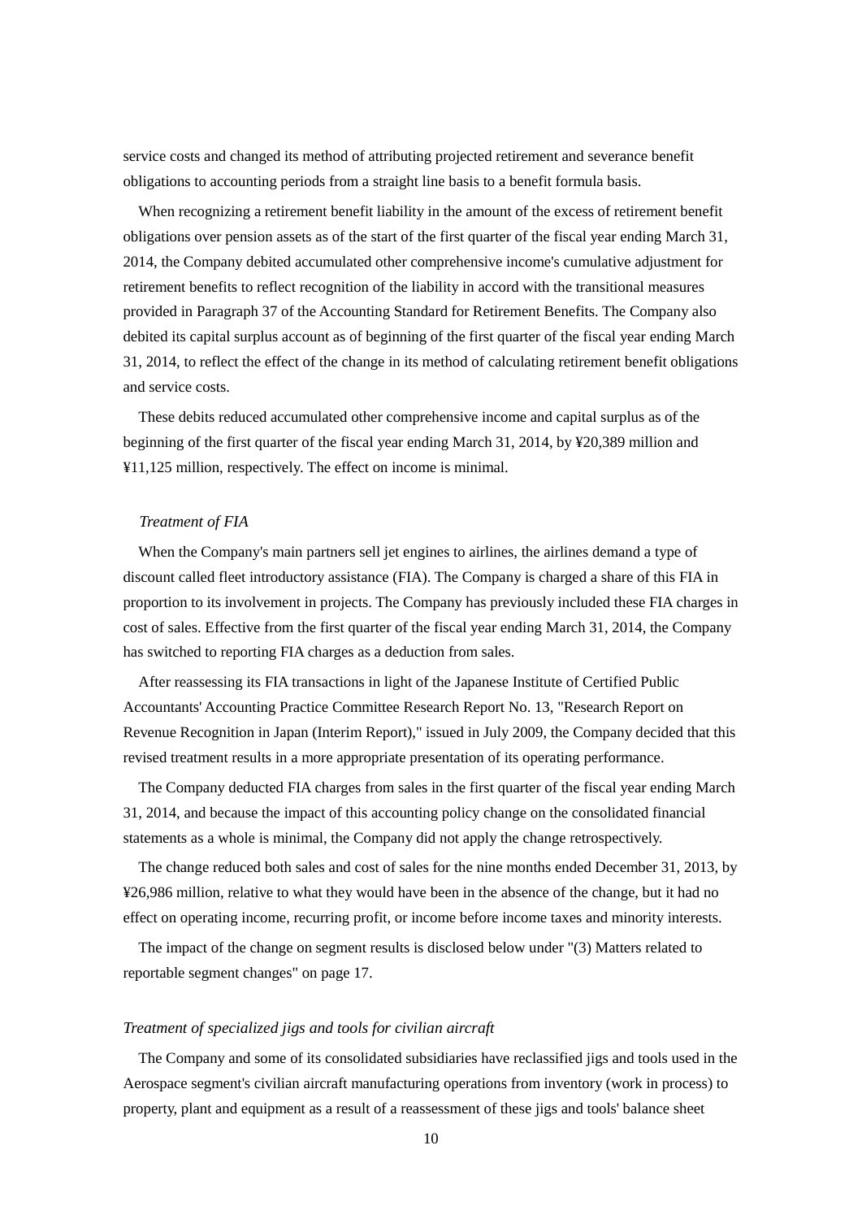service costs and changed its method of attributing projected retirement and severance benefit obligations to accounting periods from a straight line basis to a benefit formula basis.

When recognizing a retirement benefit liability in the amount of the excess of retirement benefit obligations over pension assets as of the start of the first quarter of the fiscal year ending March 31, 2014, the Company debited accumulated other comprehensive income's cumulative adjustment for retirement benefits to reflect recognition of the liability in accord with the transitional measures provided in Paragraph 37 of the Accounting Standard for Retirement Benefits. The Company also debited its capital surplus account as of beginning of the first quarter of the fiscal year ending March 31, 2014, to reflect the effect of the change in its method of calculating retirement benefit obligations and service costs.

These debits reduced accumulated other comprehensive income and capital surplus as of the beginning of the first quarter of the fiscal year ending March 31, 2014, by ¥20,389 million and ¥11,125 million, respectively. The effect on income is minimal.

*Treatment of FIA*

When the Company's main partners sell jet engines to airlines, the airlines demand a type of discount called fleet introductory assistance (FIA). The Company is charged a share of this FIA in proportion to its involvement in projects. The Company has previously included these FIA charges in cost of sales. Effective from the first quarter of the fiscal year ending March 31, 2014, the Company has switched to reporting FIA charges as a deduction from sales.

After reassessing its FIA transactions in light of the Japanese Institute of Certified Public Accountants' Accounting Practice Committee Research Report No. 13, "Research Report on Revenue Recognition in Japan (Interim Report)," issued in July 2009, the Company decided that this revised treatment results in a more appropriate presentation of its operating performance.

The Company deducted FIA charges from sales in the first quarter of the fiscal year ending March 31, 2014, and because the impact of this accounting policy change on the consolidated financial statements as a whole is minimal, the Company did not apply the change retrospectively.

The change reduced both sales and cost of sales for the nine months ended December 31, 2013, by ¥26,986 million, relative to what they would have been in the absence of the change, but it had no effect on operating income, recurring profit, or income before income taxes and minority interests.

The impact of the change on segment results is disclosed below under "(3) Matters related to reportable segment changes" on page 17.

*Treatment of specialized jigs and tools for civilian aircraft*

The Company and some of its consolidated subsidiaries have reclassified jigs and tools used in the Aerospace segment's civilian aircraft manufacturing operations from inventory (work in process) to property, plant and equipment as a result of a reassessment of these jigs and tools' balance sheet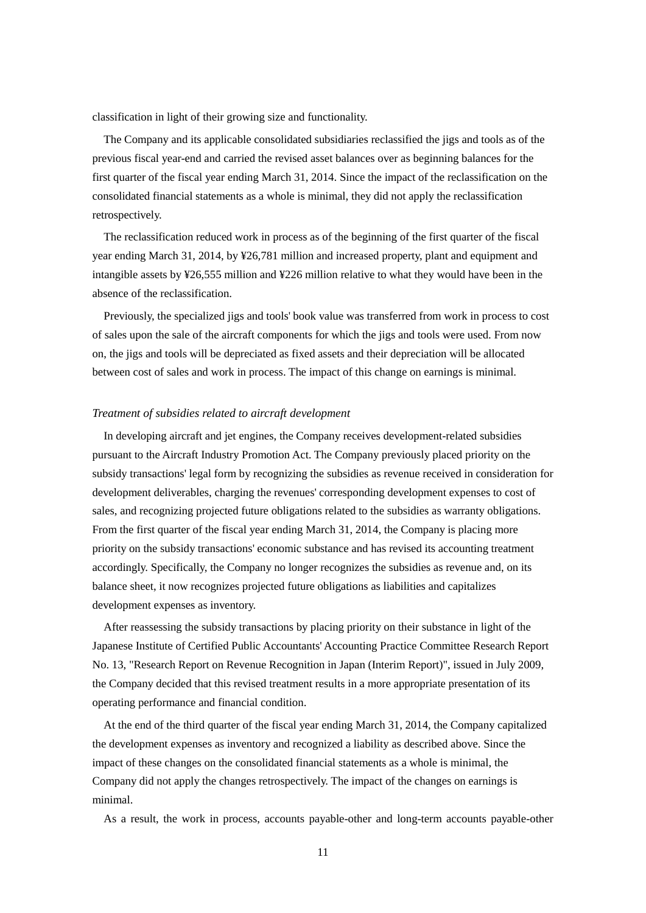classification in light of their growing size and functionality.

The Company and its applicable consolidated subsidiaries reclassified the jigs and tools as of the previous fiscal year-end and carried the revised asset balances over as beginning balances for the first quarter of the fiscal year ending March 31, 2014. Since the impact of the reclassification on the consolidated financial statements as a whole is minimal, they did not apply the reclassification retrospectively.

The reclassification reduced work in process as of the beginning of the first quarter of the fiscal year ending March 31, 2014, by ¥26,781 million and increased property, plant and equipment and intangible assets by ¥26,555 million and ¥226 million relative to what they would have been in the absence of the reclassification.

Previously, the specialized jigs and tools' book value was transferred from work in process to cost of sales upon the sale of the aircraft components for which the jigs and tools were used. From now on, the jigs and tools will be depreciated as fixed assets and their depreciation will be allocated between cost of sales and work in process. The impact of this change on earnings is minimal.

*Treatment of subsidies related to aircraft development*

In developing aircraft and jet engines, the Company receives development-related subsidies pursuant to the Aircraft Industry Promotion Act. The Company previously placed priority on the subsidy transactions' legal form by recognizing the subsidies as revenue received in consideration for development deliverables, charging the revenues' corresponding development expenses to cost of sales, and recognizing projected future obligations related to the subsidies as warranty obligations. From the first quarter of the fiscal year ending March 31, 2014, the Company is placing more priority on the subsidy transactions' economic substance and has revised its accounting treatment accordingly. Specifically, the Company no longer recognizes the subsidies as revenue and, on its balance sheet, it now recognizes projected future obligations as liabilities and capitalizes development expenses as inventory.

After reassessing the subsidy transactions by placing priority on their substance in light of the Japanese Institute of Certified Public Accountants' Accounting Practice Committee Research Report No. 13, "Research Report on Revenue Recognition in Japan (Interim Report)", issued in July 2009, the Company decided that this revised treatment results in a more appropriate presentation of its operating performance and financial condition.

At the end of the third quarter of the fiscal year ending March 31, 2014, the Company capitalized the development expenses as inventory and recognized a liability as described above. Since the impact of these changes on the consolidated financial statements as a whole is minimal, the Company did not apply the changes retrospectively. The impact of the changes on earnings is minimal.

As a result, the work in process, accounts payable-other and long-term accounts payable-other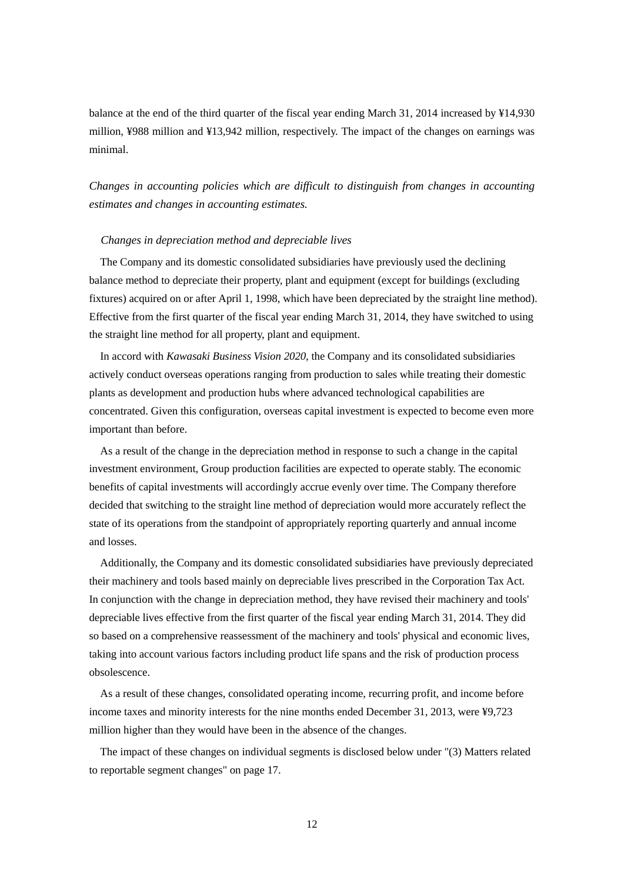balance at the end of the third quarter of the fiscal year ending March 31, 2014 increased by ¥14,930 million, ¥988 million and ¥13,942 million, respectively. The impact of the changes on earnings was minimal.

*Changes in accounting policies which are difficult to distinguish from changes in accounting estimates and changes in accounting estimates.*

*Changes in depreciation method and depreciable lives*

The Company and its domestic consolidated subsidiaries have previously used the declining balance method to depreciate their property, plant and equipment (except for buildings (excluding fixtures) acquired on or after April 1, 1998, which have been depreciated by the straight line method). Effective from the first quarter of the fiscal year ending March 31, 2014, they have switched to using the straight line method for all property, plant and equipment.

In accord with *Kawasaki Business Vision 2020*, the Company and its consolidated subsidiaries actively conduct overseas operations ranging from production to sales while treating their domestic plants as development and production hubs where advanced technological capabilities are concentrated. Given this configuration, overseas capital investment is expected to become even more important than before.

As a result of the change in the depreciation method in response to such a change in the capital investment environment, Group production facilities are expected to operate stably. The economic benefits of capital investments will accordingly accrue evenly over time. The Company therefore decided that switching to the straight line method of depreciation would more accurately reflect the state of its operations from the standpoint of appropriately reporting quarterly and annual income and losses.

Additionally, the Company and its domestic consolidated subsidiaries have previously depreciated their machinery and tools based mainly on depreciable lives prescribed in the Corporation Tax Act. In conjunction with the change in depreciation method, they have revised their machinery and tools' depreciable lives effective from the first quarter of the fiscal year ending March 31, 2014. They did so based on a comprehensive reassessment of the machinery and tools' physical and economic lives, taking into account various factors including product life spans and the risk of production process obsolescence.

As a result of these changes, consolidated operating income, recurring profit, and income before income taxes and minority interests for the nine months ended December 31, 2013, were ¥9,723 million higher than they would have been in the absence of the changes.

The impact of these changes on individual segments is disclosed below under "(3) Matters related to reportable segment changes" on page 17.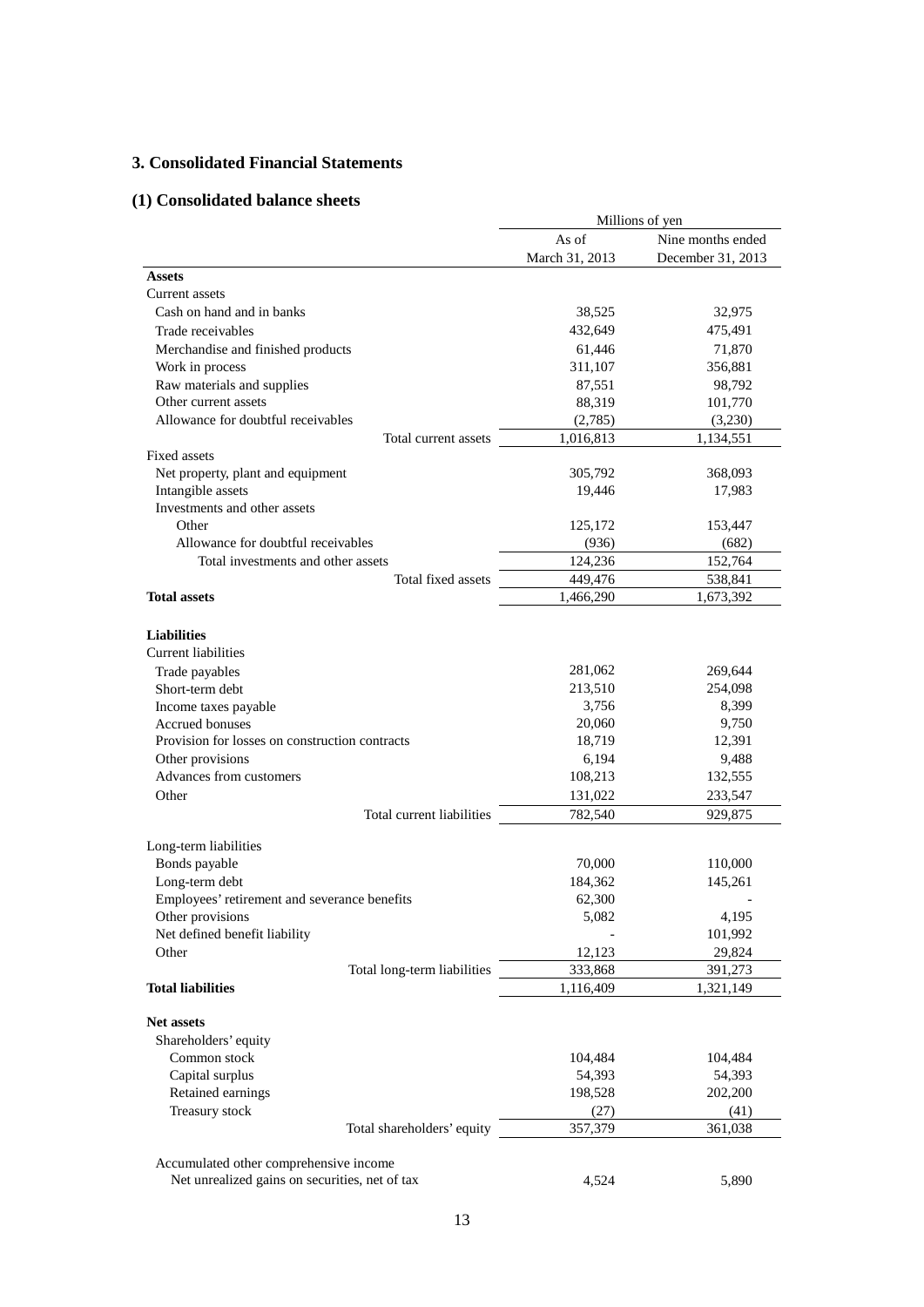## 3. Consolidated Financial Statements

### (1) Consolidated balance sheets

| | Millions of yen | |
|---|---|---|
| | As of March 31, 2013 | Nine months ended December 31, 2013 |
| **Assets** | | |
| Current assets | | |
| Cash on hand and in banks | 38,525 | 32,975 |
| Trade receivables | 432,649 | 475,491 |
| Merchandise and finished products | 61,446 | 71,870 |
| Work in process | 311,107 | 356,881 |
| Raw materials and supplies | 87,551 | 98,792 |
| Other current assets | 88,319 | 101,770 |
| Allowance for doubtful receivables | (2,785) | (3,230) |
| Total current assets | 1,016,813 | 1,134,551 |
| Fixed assets | | |
| Net property, plant and equipment | 305,792 | 368,093 |
| Intangible assets | 19,446 | 17,983 |
| Investments and other assets | | |
| Other | 125,172 | 153,447 |
| Allowance for doubtful receivables | (936) | (682) |
| Total investments and other assets | 124,236 | 152,764 |
| Total fixed assets | 449,476 | 538,841 |
| **Total assets** | 1,466,290 | 1,673,392 |
| | | |
| **Liabilities** | | |
| Current liabilities | | |
| Trade payables | 281,062 | 269,644 |
| Short-term debt | 213,510 | 254,098 |
| Income taxes payable | 3,756 | 8,399 |
| Accrued bonuses | 20,060 | 9,750 |
| Provision for losses on construction contracts | 18,719 | 12,391 |
| Other provisions | 6,194 | 9,488 |
| Advances from customers | 108,213 | 132,555 |
| Other | 131,022 | 233,547 |
| Total current liabilities | 782,540 | 929,875 |
| | | |
| Long-term liabilities | | |
| Bonds payable | 70,000 | 110,000 |
| Long-term debt | 184,362 | 145,261 |
| Employees' retirement and severance benefits | 62,300 | - |
| Other provisions | 5,082 | 4,195 |
| Net defined benefit liability | - | 101,992 |
| Other | 12,123 | 29,824 |
| Total long-term liabilities | 333,868 | 391,273 |
| **Total liabilities** | 1,116,409 | 1,321,149 |
| | | |
| **Net assets** | | |
| Shareholders' equity | | |
| Common stock | 104,484 | 104,484 |
| Capital surplus | 54,393 | 54,393 |
| Retained earnings | 198,528 | 202,200 |
| Treasury stock | (27) | (41) |
| Total shareholders' equity | 357,379 | 361,038 |
| | | |
| Accumulated other comprehensive income | | |
| Net unrealized gains on securities, net of tax | 4,524 | 5,890 |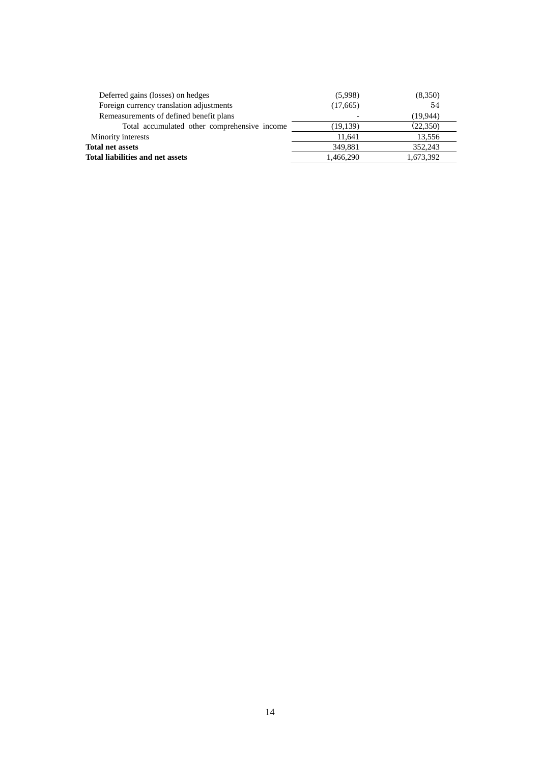| | | |
|---|---|---|
| Deferred gains (losses) on hedges | (5,998) | (8,350) |
| Foreign currency translation adjustments | (17,665) | 54 |
| Remeasurements of defined benefit plans | - | (19,944) |
| Total accumulated other comprehensive income | (19,139) | (22,350) |
| Minority interests | 11,641 | 13,556 |
| **Total net assets** | 349,881 | 352,243 |
| **Total liabilities and net assets** | 1,466,290 | 1,673,392 |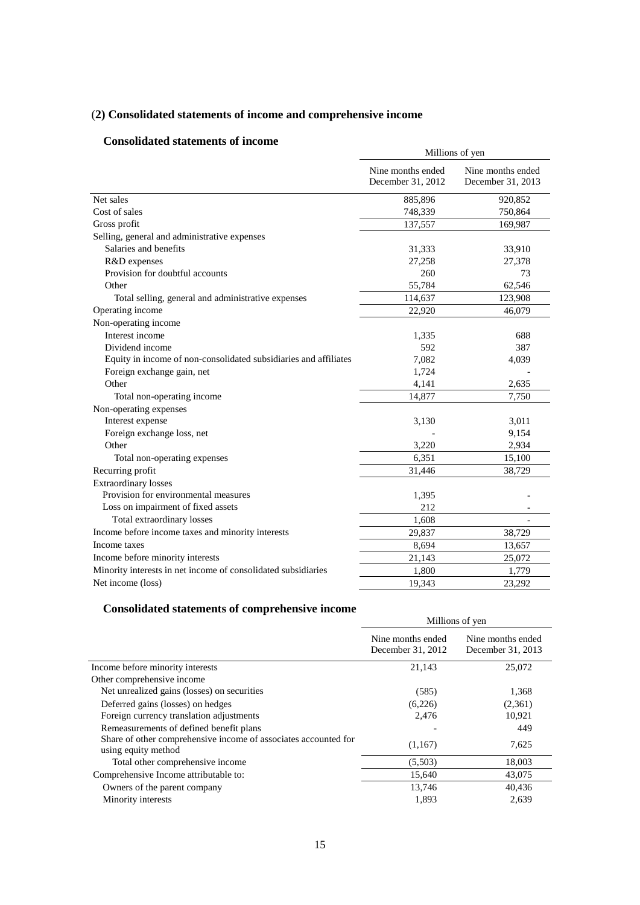## (2) Consolidated statements of income and comprehensive income

### Consolidated statements of income

| | Millions of yen | |
|---|---|---|
| | Nine months ended December 31, 2012 | Nine months ended December 31, 2013 |
| Net sales | 885,896 | 920,852 |
| Cost of sales | 748,339 | 750,864 |
| Gross profit | 137,557 | 169,987 |
| Selling, general and administrative expenses | | |
| Salaries and benefits | 31,333 | 33,910 |
| R&D expenses | 27,258 | 27,378 |
| Provision for doubtful accounts | 260 | 73 |
| Other | 55,784 | 62,546 |
| Total selling, general and administrative expenses | 114,637 | 123,908 |
| Operating income | 22,920 | 46,079 |
| Non-operating income | | |
| Interest income | 1,335 | 688 |
| Dividend income | 592 | 387 |
| Equity in income of non-consolidated subsidiaries and affiliates | 7,082 | 4,039 |
| Foreign exchange gain, net | 1,724 | - |
| Other | 4,141 | 2,635 |
| Total non-operating income | 14,877 | 7,750 |
| Non-operating expenses | | |
| Interest expense | 3,130 | 3,011 |
| Foreign exchange loss, net | - | 9,154 |
| Other | 3,220 | 2,934 |
| Total non-operating expenses | 6,351 | 15,100 |
| Recurring profit | 31,446 | 38,729 |
| Extraordinary losses | | |
| Provision for environmental measures | 1,395 | - |
| Loss on impairment of fixed assets | 212 | - |
| Total extraordinary losses | 1,608 | - |
| Income before income taxes and minority interests | 29,837 | 38,729 |
| Income taxes | 8,694 | 13,657 |
| Income before minority interests | 21,143 | 25,072 |
| Minority interests in net income of consolidated subsidiaries | 1,800 | 1,779 |
| Net income (loss) | 19,343 | 23,292 |

### Consolidated statements of comprehensive income

| | Millions of yen | |
|---|---|---|
| | Nine months ended December 31, 2012 | Nine months ended December 31, 2013 |
| Income before minority interests | 21,143 | 25,072 |
| Other comprehensive income | | |
| Net unrealized gains (losses) on securities | (585) | 1,368 |
| Deferred gains (losses) on hedges | (6,226) | (2,361) |
| Foreign currency translation adjustments | 2,476 | 10,921 |
| Remeasurements of defined benefit plans | - | 449 |
| Share of other comprehensive income of associates accounted for using equity method | (1,167) | 7,625 |
| Total other comprehensive income | (5,503) | 18,003 |
| Comprehensive Income attributable to: | 15,640 | 43,075 |
| Owners of the parent company | 13,746 | 40,436 |
| Minority interests | 1,893 | 2,639 |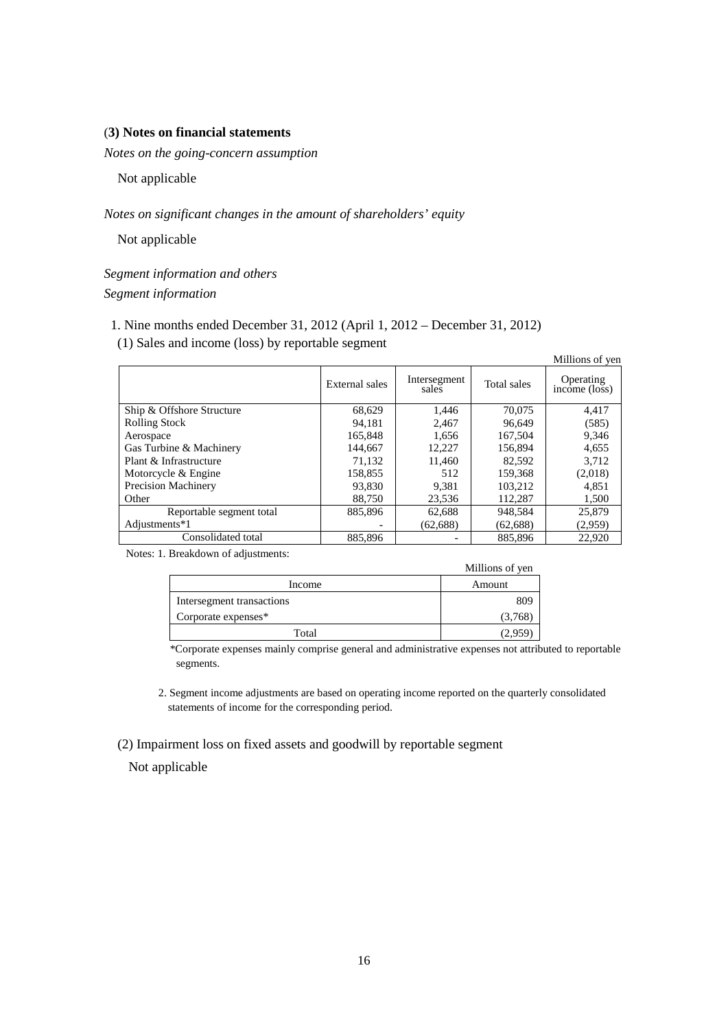### (3) Notes on financial statements

*Notes on the going-concern assumption*

Not applicable

*Notes on significant changes in the amount of shareholders' equity*

Not applicable

*Segment information and others*

*Segment information*

1. Nine months ended December 31, 2012 (April 1, 2012 – December 31, 2012)

(1) Sales and income (loss) by reportable segment

Millions of yen

| | External sales | Intersegment sales | Total sales | Operating income (loss) |
|---|---|---|---|---|
| Ship & Offshore Structure | 68,629 | 1,446 | 70,075 | 4,417 |
| Rolling Stock | 94,181 | 2,467 | 96,649 | (585) |
| Aerospace | 165,848 | 1,656 | 167,504 | 9,346 |
| Gas Turbine & Machinery | 144,667 | 12,227 | 156,894 | 4,655 |
| Plant & Infrastructure | 71,132 | 11,460 | 82,592 | 3,712 |
| Motorcycle & Engine | 158,855 | 512 | 159,368 | (2,018) |
| Precision Machinery | 93,830 | 9,381 | 103,212 | 4,851 |
| Other | 88,750 | 23,536 | 112,287 | 1,500 |
| Reportable segment total | 885,896 | 62,688 | 948,584 | 25,879 |
| Adjustments*1 | - | (62,688) | (62,688) | (2,959) |
| Consolidated total | 885,896 | - | 885,896 | 22,920 |

Notes: 1. Breakdown of adjustments:

Millions of yen

| Income | Amount |
|---|---|
| Intersegment transactions | 809 |
| Corporate expenses* | (3,768) |
| Total | (2,959) |

*Corporate expenses mainly comprise general and administrative expenses not attributed to reportable segments.

2. Segment income adjustments are based on operating income reported on the quarterly consolidated statements of income for the corresponding period.

(2) Impairment loss on fixed assets and goodwill by reportable segment

Not applicable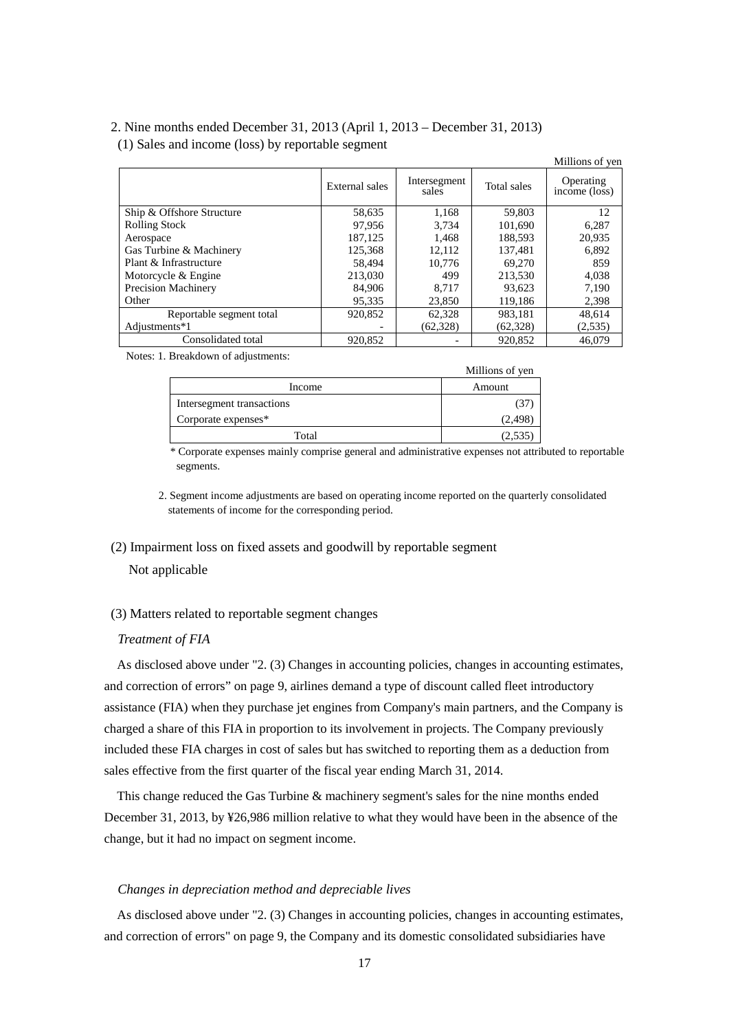2. Nine months ended December 31, 2013 (April 1, 2013 – December 31, 2013)

(1) Sales and income (loss) by reportable segment

Millions of yen

| | External sales | Intersegment sales | Total sales | Operating income (loss) |
|---|---|---|---|---|
| Ship & Offshore Structure | 58,635 | 1,168 | 59,803 | 12 |
| Rolling Stock | 97,956 | 3,734 | 101,690 | 6,287 |
| Aerospace | 187,125 | 1,468 | 188,593 | 20,935 |
| Gas Turbine & Machinery | 125,368 | 12,112 | 137,481 | 6,892 |
| Plant & Infrastructure | 58,494 | 10,776 | 69,270 | 859 |
| Motorcycle & Engine | 213,030 | 499 | 213,530 | 4,038 |
| Precision Machinery | 84,906 | 8,717 | 93,623 | 7,190 |
| Other | 95,335 | 23,850 | 119,186 | 2,398 |
| Reportable segment total | 920,852 | 62,328 | 983,181 | 48,614 |
| Adjustments*1 | - | (62,328) | (62,328) | (2,535) |
| Consolidated total | 920,852 | - | 920,852 | 46,079 |

Notes: 1. Breakdown of adjustments:

Millions of yen

| Income | Amount |
|---|---|
| Intersegment transactions | (37) |
| Corporate expenses* | (2,498) |
| Total | (2,535) |

\* Corporate expenses mainly comprise general and administrative expenses not attributed to reportable segments.

2. Segment income adjustments are based on operating income reported on the quarterly consolidated statements of income for the corresponding period.

(2) Impairment loss on fixed assets and goodwill by reportable segment

Not applicable

(3) Matters related to reportable segment changes

*Treatment of FIA*

As disclosed above under "2. (3) Changes in accounting policies, changes in accounting estimates, and correction of errors" on page 9, airlines demand a type of discount called fleet introductory assistance (FIA) when they purchase jet engines from Company's main partners, and the Company is charged a share of this FIA in proportion to its involvement in projects. The Company previously included these FIA charges in cost of sales but has switched to reporting them as a deduction from sales effective from the first quarter of the fiscal year ending March 31, 2014.

This change reduced the Gas Turbine & machinery segment's sales for the nine months ended December 31, 2013, by ¥26,986 million relative to what they would have been in the absence of the change, but it had no impact on segment income.

*Changes in depreciation method and depreciable lives*

As disclosed above under "2. (3) Changes in accounting policies, changes in accounting estimates, and correction of errors" on page 9, the Company and its domestic consolidated subsidiaries have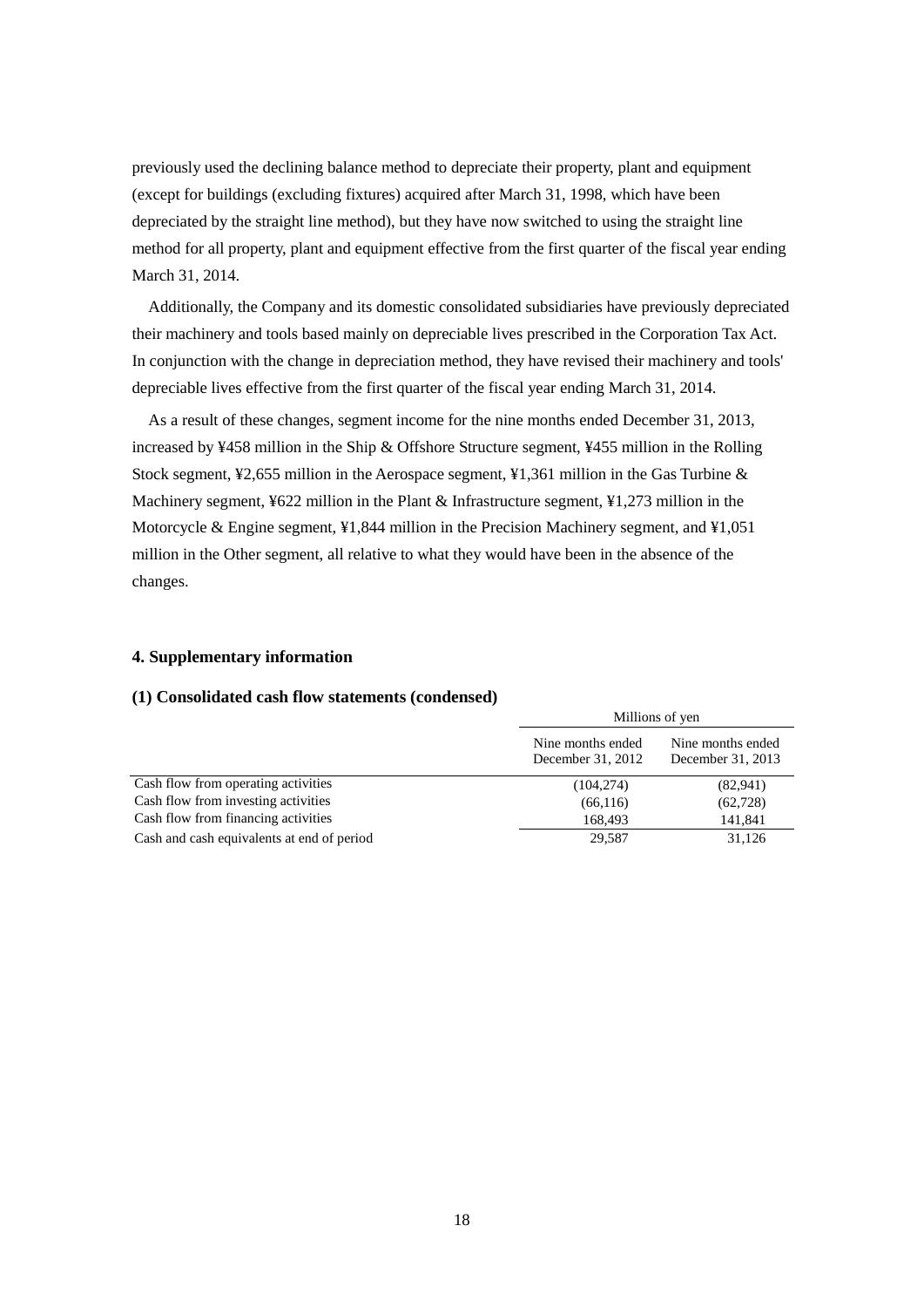previously used the declining balance method to depreciate their property, plant and equipment (except for buildings (excluding fixtures) acquired after March 31, 1998, which have been depreciated by the straight line method), but they have now switched to using the straight line method for all property, plant and equipment effective from the first quarter of the fiscal year ending March 31, 2014.

Additionally, the Company and its domestic consolidated subsidiaries have previously depreciated their machinery and tools based mainly on depreciable lives prescribed in the Corporation Tax Act. In conjunction with the change in depreciation method, they have revised their machinery and tools' depreciable lives effective from the first quarter of the fiscal year ending March 31, 2014.

As a result of these changes, segment income for the nine months ended December 31, 2013, increased by ¥458 million in the Ship & Offshore Structure segment, ¥455 million in the Rolling Stock segment, ¥2,655 million in the Aerospace segment, ¥1,361 million in the Gas Turbine & Machinery segment, ¥622 million in the Plant & Infrastructure segment, ¥1,273 million in the Motorcycle & Engine segment, ¥1,844 million in the Precision Machinery segment, and ¥1,051 million in the Other segment, all relative to what they would have been in the absence of the changes.

## 4. Supplementary information

### (1) Consolidated cash flow statements (condensed)

| | Millions of yen | |
|---|---|---|
| | Nine months ended December 31, 2012 | Nine months ended December 31, 2013 |
| Cash flow from operating activities | (104,274) | (82,941) |
| Cash flow from investing activities | (66,116) | (62,728) |
| Cash flow from financing activities | 168,493 | 141,841 |
| Cash and cash equivalents at end of period | 29,587 | 31,126 |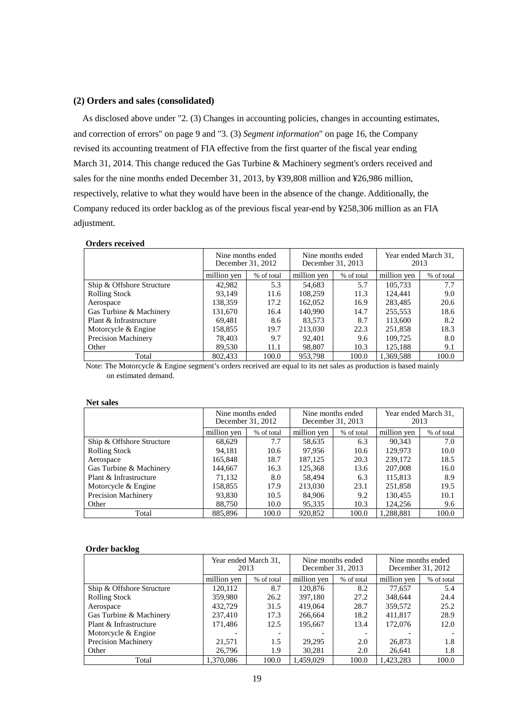## (2) Orders and sales (consolidated)

As disclosed above under "2. (3) Changes in accounting policies, changes in accounting estimates, and correction of errors" on page 9 and "3. (3) *Segment information*" on page 16, the Company revised its accounting treatment of FIA effective from the first quarter of the fiscal year ending March 31, 2014. This change reduced the Gas Turbine & Machinery segment's orders received and sales for the nine months ended December 31, 2013, by ¥39,808 million and ¥26,986 million, respectively, relative to what they would have been in the absence of the change. Additionally, the Company reduced its order backlog as of the previous fiscal year-end by ¥258,306 million as an FIA adjustment.

**Orders received**

| | Nine months ended December 31, 2012 | | Nine months ended December 31, 2013 | | Year ended March 31, 2013 | |
|---|---|---|---|---|---|---|
| | million yen | % of total | million yen | % of total | million yen | % of total |
| Ship & Offshore Structure | 42,982 | 5.3 | 54,683 | 5.7 | 105,733 | 7.7 |
| Rolling Stock | 93,149 | 11.6 | 108,259 | 11.3 | 124,441 | 9.0 |
| Aerospace | 138,359 | 17.2 | 162,052 | 16.9 | 283,485 | 20.6 |
| Gas Turbine & Machinery | 131,670 | 16.4 | 140,990 | 14.7 | 255,553 | 18.6 |
| Plant & Infrastructure | 69,481 | 8.6 | 83,573 | 8.7 | 113,600 | 8.2 |
| Motorcycle & Engine | 158,855 | 19.7 | 213,030 | 22.3 | 251,858 | 18.3 |
| Precision Machinery | 78,403 | 9.7 | 92,401 | 9.6 | 109,725 | 8.0 |
| Other | 89,530 | 11.1 | 98,807 | 10.3 | 125,188 | 9.1 |
| Total | 802,433 | 100.0 | 953,798 | 100.0 | 1,369,588 | 100.0 |

Note: The Motorcycle & Engine segment's orders received are equal to its net sales as production is based mainly on estimated demand.

**Net sales**

| | Nine months ended December 31, 2012 | | Nine months ended December 31, 2013 | | Year ended March 31, 2013 | |
|---|---|---|---|---|---|---|
| | million yen | % of total | million yen | % of total | million yen | % of total |
| Ship & Offshore Structure | 68,629 | 7.7 | 58,635 | 6.3 | 90,343 | 7.0 |
| Rolling Stock | 94,181 | 10.6 | 97,956 | 10.6 | 129,973 | 10.0 |
| Aerospace | 165,848 | 18.7 | 187,125 | 20.3 | 239,172 | 18.5 |
| Gas Turbine & Machinery | 144,667 | 16.3 | 125,368 | 13.6 | 207,008 | 16.0 |
| Plant & Infrastructure | 71,132 | 8.0 | 58,494 | 6.3 | 115,813 | 8.9 |
| Motorcycle & Engine | 158,855 | 17.9 | 213,030 | 23.1 | 251,858 | 19.5 |
| Precision Machinery | 93,830 | 10.5 | 84,906 | 9.2 | 130,455 | 10.1 |
| Other | 88,750 | 10.0 | 95,335 | 10.3 | 124,256 | 9.6 |
| Total | 885,896 | 100.0 | 920,852 | 100.0 | 1,288,881 | 100.0 |

**Order backlog**

| | Year ended March 31, 2013 | | Nine months ended December 31, 2013 | | Nine months ended December 31, 2012 | |
|---|---|---|---|---|---|---|
| | million yen | % of total | million yen | % of total | million yen | % of total |
| Ship & Offshore Structure | 120,112 | 8.7 | 120,876 | 8.2 | 77,657 | 5.4 |
| Rolling Stock | 359,980 | 26.2 | 397,180 | 27.2 | 348,644 | 24.4 |
| Aerospace | 432,729 | 31.5 | 419,064 | 28.7 | 359,572 | 25.2 |
| Gas Turbine & Machinery | 237,410 | 17.3 | 266,664 | 18.2 | 411,817 | 28.9 |
| Plant & Infrastructure | 171,486 | 12.5 | 195,667 | 13.4 | 172,076 | 12.0 |
| Motorcycle & Engine | - | - | - | - | - | - |
| Precision Machinery | 21,571 | 1.5 | 29,295 | 2.0 | 26,873 | 1.8 |
| Other | 26,796 | 1.9 | 30,281 | 2.0 | 26,641 | 1.8 |
| Total | 1,370,086 | 100.0 | 1,459,029 | 100.0 | 1,423,283 | 100.0 |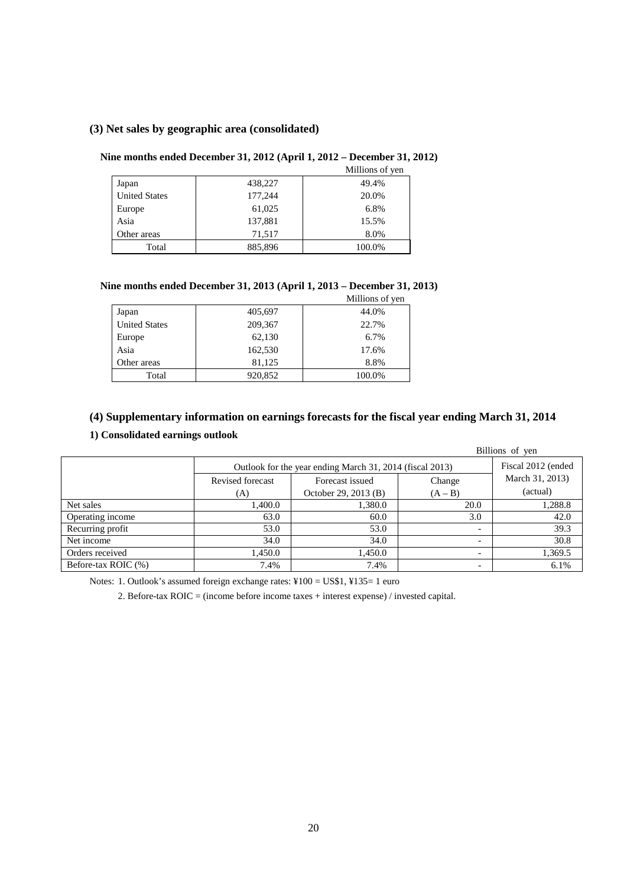### (3) Net sales by geographic area (consolidated)

**Nine months ended December 31, 2012 (April 1, 2012 – December 31, 2012)**

Millions of yen

| | | |
|---|---|---|
| Japan | 438,227 | 49.4% |
| United States | 177,244 | 20.0% |
| Europe | 61,025 | 6.8% |
| Asia | 137,881 | 15.5% |
| Other areas | 71,517 | 8.0% |
| Total | 885,896 | 100.0% |

**Nine months ended December 31, 2013 (April 1, 2013 – December 31, 2013)**

Millions of yen

| | | |
|---|---|---|
| Japan | 405,697 | 44.0% |
| United States | 209,367 | 22.7% |
| Europe | 62,130 | 6.7% |
| Asia | 162,530 | 17.6% |
| Other areas | 81,125 | 8.8% |
| Total | 920,852 | 100.0% |

### (4) Supplementary information on earnings forecasts for the fiscal year ending March 31, 2014

**1) Consolidated earnings outlook**

Billions of yen

| | Outlook for the year ending March 31, 2014 (fiscal 2013) | | | Fiscal 2012 (ended March 31, 2013) (actual) |
|---|---|---|---|---|
| | Revised forecast (A) | Forecast issued October 29, 2013 (B) | Change (A – B) | |
| Net sales | 1,400.0 | 1,380.0 | 20.0 | 1,288.8 |
| Operating income | 63.0 | 60.0 | 3.0 | 42.0 |
| Recurring profit | 53.0 | 53.0 | - | 39.3 |
| Net income | 34.0 | 34.0 | - | 30.8 |
| Orders received | 1,450.0 | 1,450.0 | - | 1,369.5 |
| Before-tax ROIC (%) | 7.4% | 7.4% | - | 6.1% |

Notes: 1. Outlook's assumed foreign exchange rates: ¥100 = US$1, ¥135= 1 euro

2. Before-tax ROIC = (income before income taxes + interest expense) / invested capital.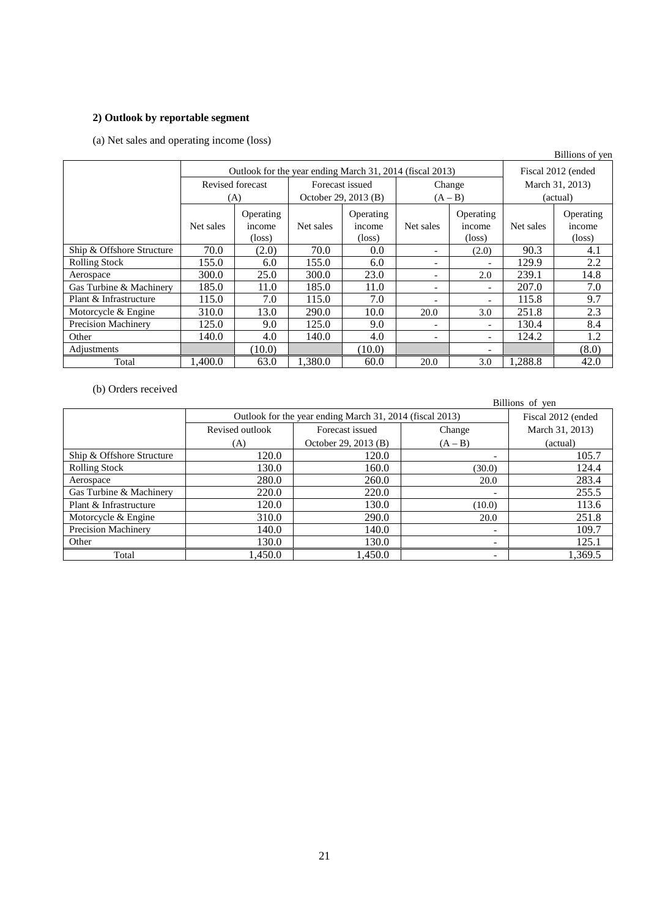**2) Outlook by reportable segment**

(a) Net sales and operating income (loss)

Billions of yen

| | Outlook for the year ending March 31, 2014 (fiscal 2013) | | | | | | Fiscal 2012 (ended March 31, 2013) (actual) | |
|---|---|---|---|---|---|---|---|---|
| | Revised forecast (A) | | Forecast issued October 29, 2013 (B) | | Change (A – B) | | | |
| | Net sales | Operating income (loss) | Net sales | Operating income (loss) | Net sales | Operating income (loss) | Net sales | Operating income (loss) |
| Ship & Offshore Structure | 70.0 | (2.0) | 70.0 | 0.0 | - | (2.0) | 90.3 | 4.1 |
| Rolling Stock | 155.0 | 6.0 | 155.0 | 6.0 | - | - | 129.9 | 2.2 |
| Aerospace | 300.0 | 25.0 | 300.0 | 23.0 | - | 2.0 | 239.1 | 14.8 |
| Gas Turbine & Machinery | 185.0 | 11.0 | 185.0 | 11.0 | - | - | 207.0 | 7.0 |
| Plant & Infrastructure | 115.0 | 7.0 | 115.0 | 7.0 | - | - | 115.8 | 9.7 |
| Motorcycle & Engine | 310.0 | 13.0 | 290.0 | 10.0 | 20.0 | 3.0 | 251.8 | 2.3 |
| Precision Machinery | 125.0 | 9.0 | 125.0 | 9.0 | - | - | 130.4 | 8.4 |
| Other | 140.0 | 4.0 | 140.0 | 4.0 | - | - | 124.2 | 1.2 |
| Adjustments | | (10.0) | | (10.0) | | - | | (8.0) |
| Total | 1,400.0 | 63.0 | 1,380.0 | 60.0 | 20.0 | 3.0 | 1,288.8 | 42.0 |

(b) Orders received

Billions of yen

| | Outlook for the year ending March 31, 2014 (fiscal 2013) | | | Fiscal 2012 (ended March 31, 2013) (actual) |
|---|---|---|---|---|
| | Revised outlook (A) | Forecast issued October 29, 2013 (B) | Change (A – B) | |
| Ship & Offshore Structure | 120.0 | 120.0 | - | 105.7 |
| Rolling Stock | 130.0 | 160.0 | (30.0) | 124.4 |
| Aerospace | 280.0 | 260.0 | 20.0 | 283.4 |
| Gas Turbine & Machinery | 220.0 | 220.0 | - | 255.5 |
| Plant & Infrastructure | 120.0 | 130.0 | (10.0) | 113.6 |
| Motorcycle & Engine | 310.0 | 290.0 | 20.0 | 251.8 |
| Precision Machinery | 140.0 | 140.0 | - | 109.7 |
| Other | 130.0 | 130.0 | - | 125.1 |
| Total | 1,450.0 | 1,450.0 | - | 1,369.5 |